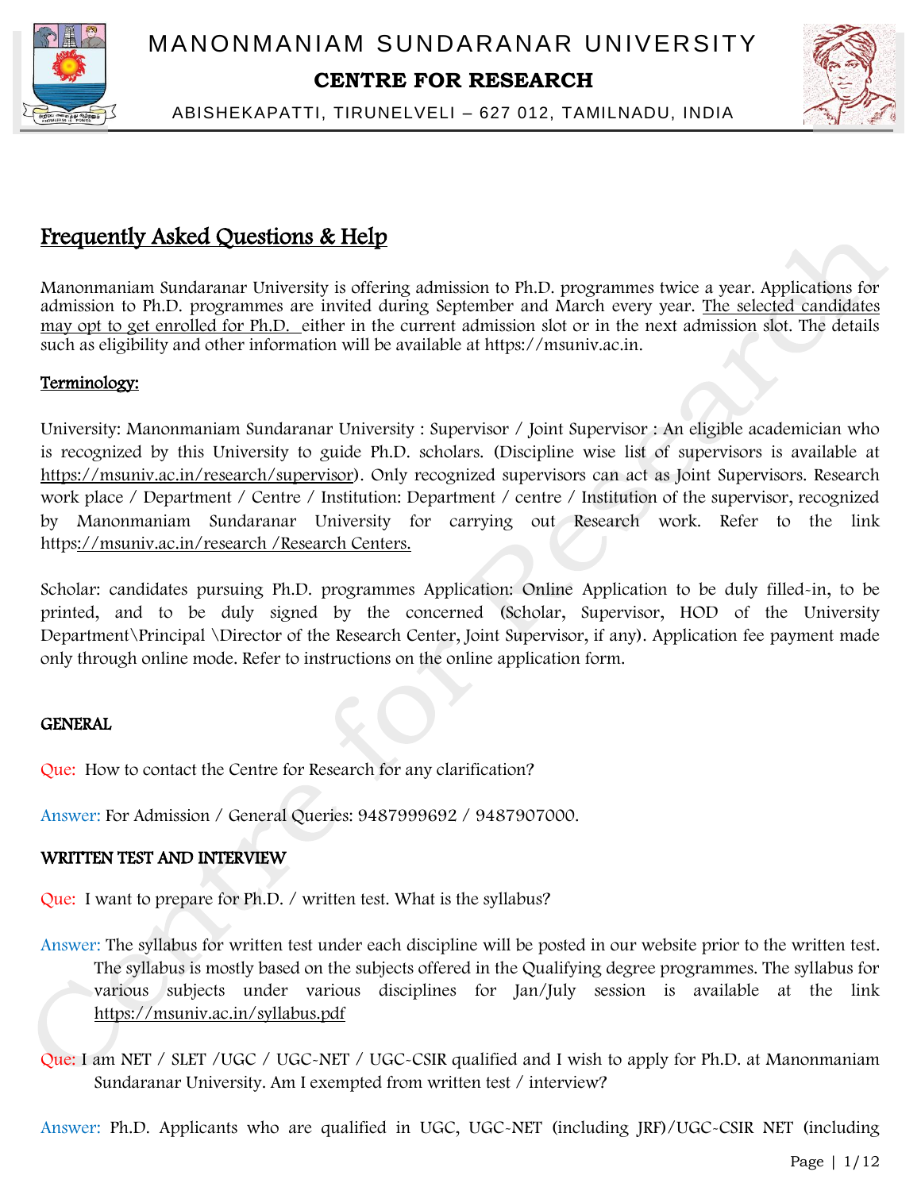# MANONMANIAM SUNDARANAR UNIVERSITY

## CENTRE FOR RESEARCH

ABISHEKAPATTI, TIRUNELVELI – 627 012, TAMILNADU, INDIA

## Frequently Asked Questions & Help

Manonmaniam Sundaranar University is offering admission to Ph.D. programmes twice a year. Applications for admission to Ph.D. programmes are invited during September and March every year. The selected candidates may opt to get enrolled for Ph.D. either in the current admission slot or in the next admission slot. The details such as eligibility and other information will be available at https://msuniv.ac.in.

**Terminology:**

University: Manonmaniam Sundaranar University : Supervisor / Joint Supervisor : An eligible academician who is recognized by this University to guide Ph.D. scholars. (Discipline wise list of supervisors is available at https://msuniv.ac.in/research/supervisor). Only recognized supervisors can act as Joint Supervisors. Research work place / Department / Centre / Institution: Department / centre / Institution of the supervisor, recognized by Manonmaniam Sundaranar University for carrying out Research work. Refer to the link https://msuniv.ac.in/research /Research Centers.

Scholar: candidates pursuing Ph.D. programmes Application: Online Application to be duly filled-in, to be printed, and to be duly signed by the concerned (Scholar, Supervisor, HOD of the University Department\Principal \Director of the Research Center, Joint Supervisor, if any). Application fee payment made only through online mode. Refer to instructions on the online application form.

**GENERAL**

Que: How to contact the Centre for Research for any clarification?

Answer: For Admission / General Queries: 9487999692 / 9487907000.

**WRITTEN TEST AND INTERVIEW**

Que: I want to prepare for Ph.D. / written test. What is the syllabus?

Answer: The syllabus for written test under each discipline will be posted in our website prior to the written test. The syllabus is mostly based on the subjects offered in the Qualifying degree programmes. The syllabus for various subjects under various disciplines for Jan/July session is available at the link https://msuniv.ac.in/syllabus.pdf

Que: I am NET / SLET /UGC / UGC-NET / UGC-CSIR qualified and I wish to apply for Ph.D. at Manonmaniam Sundaranar University. Am I exempted from written test / interview?

Answer: Ph.D. Applicants who are qualified in UGC, UGC-NET (including JRF)/UGC-CSIR NET (including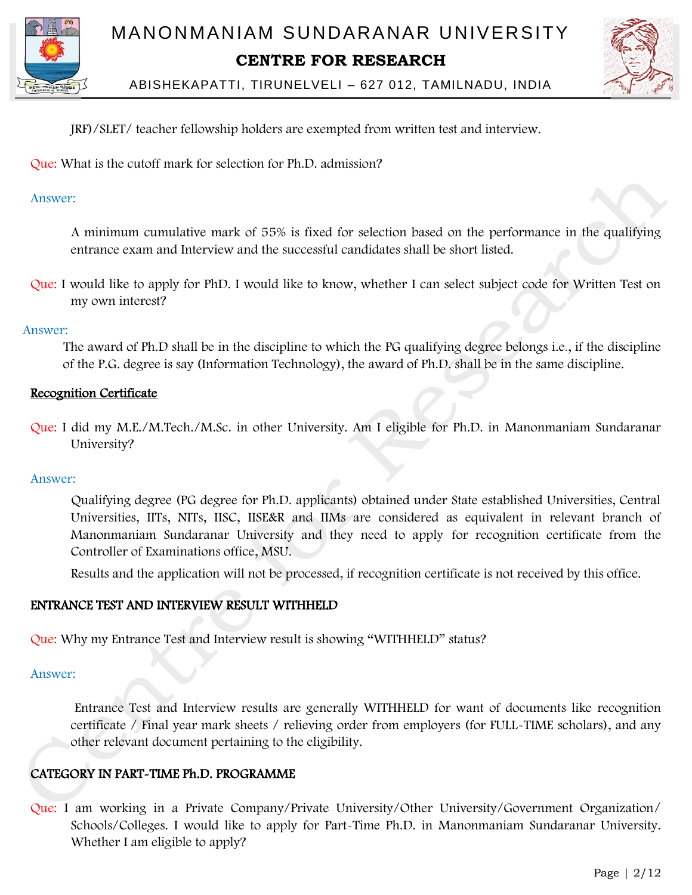JRF)/SLET/ teacher fellowship holders are exempted from written test and interview.

Que: What is the cutoff mark for selection for Ph.D. admission?

Answer:

A minimum cumulative mark of 55% is fixed for selection based on the performance in the qualifying entrance exam and Interview and the successful candidates shall be short listed.

Que: I would like to apply for PhD. I would like to know, whether I can select subject code for Written Test on my own interest?

Answer:

The award of Ph.D shall be in the discipline to which the PG qualifying degree belongs i.e., if the discipline of the P.G. degree is say (Information Technology), the award of Ph.D. shall be in the same discipline.

## Recognition Certificate

Que: I did my M.E./M.Tech./M.Sc. in other University. Am I eligible for Ph.D. in Manonmaniam Sundaranar University?

Answer:

Qualifying degree (PG degree for Ph.D. applicants) obtained under State established Universities, Central Universities, IITs, NITs, IISC, IISE&R and IIMs are considered as equivalent in relevant branch of Manonmaniam Sundaranar University and they need to apply for recognition certificate from the Controller of Examinations office, MSU.

Results and the application will not be processed, if recognition certificate is not received by this office.

## ENTRANCE TEST AND INTERVIEW RESULT WITHHELD

Que: Why my Entrance Test and Interview result is showing "WITHHELD" status?

Answer:

Entrance Test and Interview results are generally WITHHELD for want of documents like recognition certificate / Final year mark sheets / relieving order from employers (for FULL-TIME scholars), and any other relevant document pertaining to the eligibility.

## CATEGORY IN PART-TIME Ph.D. PROGRAMME

Que: I am working in a Private Company/Private University/Other University/Government Organization/ Schools/Colleges. I would like to apply for Part-Time Ph.D. in Manonmaniam Sundaranar University. Whether I am eligible to apply?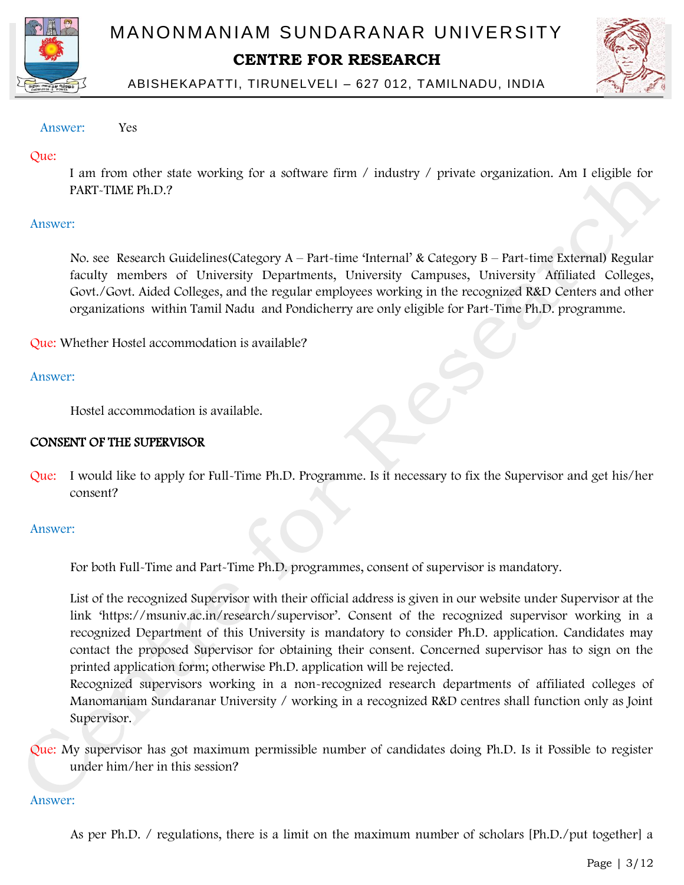Answer: Yes

Que:

I am from other state working for a software firm / industry / private organization. Am I eligible for PART-TIME Ph.D.?

Answer:

No. see Research Guidelines(Category A – Part-time 'Internal' & Category B – Part-time External) Regular faculty members of University Departments, University Campuses, University Affiliated Colleges, Govt./Govt. Aided Colleges, and the regular employees working in the recognized R&D Centers and other organizations within Tamil Nadu and Pondicherry are only eligible for Part-Time Ph.D. programme.

Que: Whether Hostel accommodation is available?

Answer:

Hostel accommodation is available.

**CONSENT OF THE SUPERVISOR**

Que: I would like to apply for Full-Time Ph.D. Programme. Is it necessary to fix the Supervisor and get his/her consent?

Answer:

For both Full-Time and Part-Time Ph.D. programmes, consent of supervisor is mandatory.

List of the recognized Supervisor with their official address is given in our website under Supervisor at the link 'https://msuniv.ac.in/research/supervisor'. Consent of the recognized supervisor working in a recognized Department of this University is mandatory to consider Ph.D. application. Candidates may contact the proposed Supervisor for obtaining their consent. Concerned supervisor has to sign on the printed application form; otherwise Ph.D. application will be rejected.
Recognized supervisors working in a non-recognized research departments of affiliated colleges of Manomaniam Sundaranar University / working in a recognized R&D centres shall function only as Joint Supervisor.

Que: My supervisor has got maximum permissible number of candidates doing Ph.D. Is it Possible to register under him/her in this session?

Answer:

As per Ph.D. / regulations, there is a limit on the maximum number of scholars [Ph.D./put together] a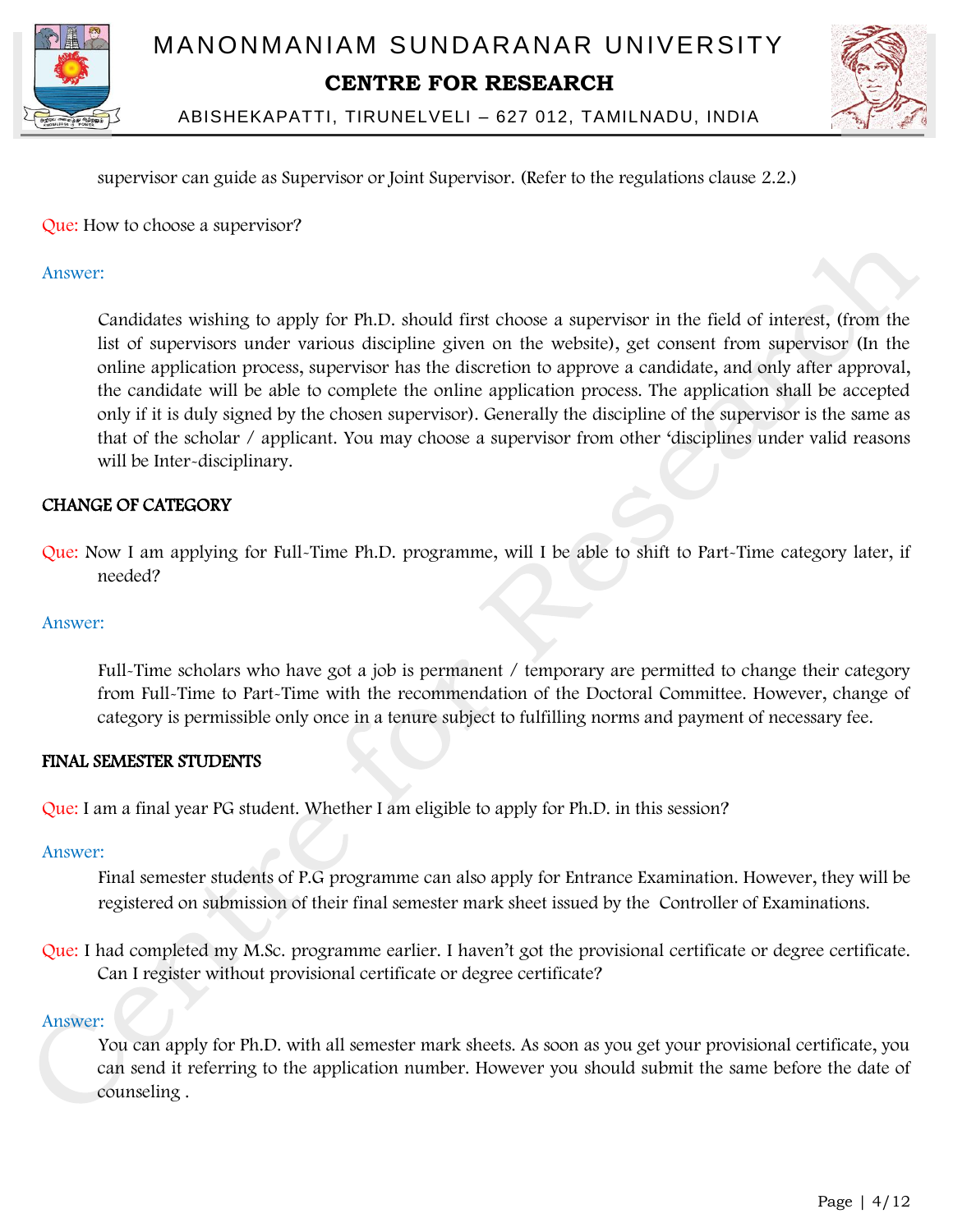supervisor can guide as Supervisor or Joint Supervisor. (Refer to the regulations clause 2.2.)

Que: How to choose a supervisor?

Answer:

Candidates wishing to apply for Ph.D. should first choose a supervisor in the field of interest, (from the list of supervisors under various discipline given on the website), get consent from supervisor (In the online application process, supervisor has the discretion to approve a candidate, and only after approval, the candidate will be able to complete the online application process. The application shall be accepted only if it is duly signed by the chosen supervisor). Generally the discipline of the supervisor is the same as that of the scholar / applicant. You may choose a supervisor from other 'disciplines under valid reasons will be Inter-disciplinary.

## CHANGE OF CATEGORY

Que: Now I am applying for Full-Time Ph.D. programme, will I be able to shift to Part-Time category later, if needed?

Answer:

Full-Time scholars who have got a job is permanent / temporary are permitted to change their category from Full-Time to Part-Time with the recommendation of the Doctoral Committee. However, change of category is permissible only once in a tenure subject to fulfilling norms and payment of necessary fee.

## FINAL SEMESTER STUDENTS

Que: I am a final year PG student. Whether I am eligible to apply for Ph.D. in this session?

Answer:

Final semester students of P.G programme can also apply for Entrance Examination. However, they will be registered on submission of their final semester mark sheet issued by the Controller of Examinations.

Que: I had completed my M.Sc. programme earlier. I haven't got the provisional certificate or degree certificate. Can I register without provisional certificate or degree certificate?

Answer:

You can apply for Ph.D. with all semester mark sheets. As soon as you get your provisional certificate, you can send it referring to the application number. However you should submit the same before the date of counseling .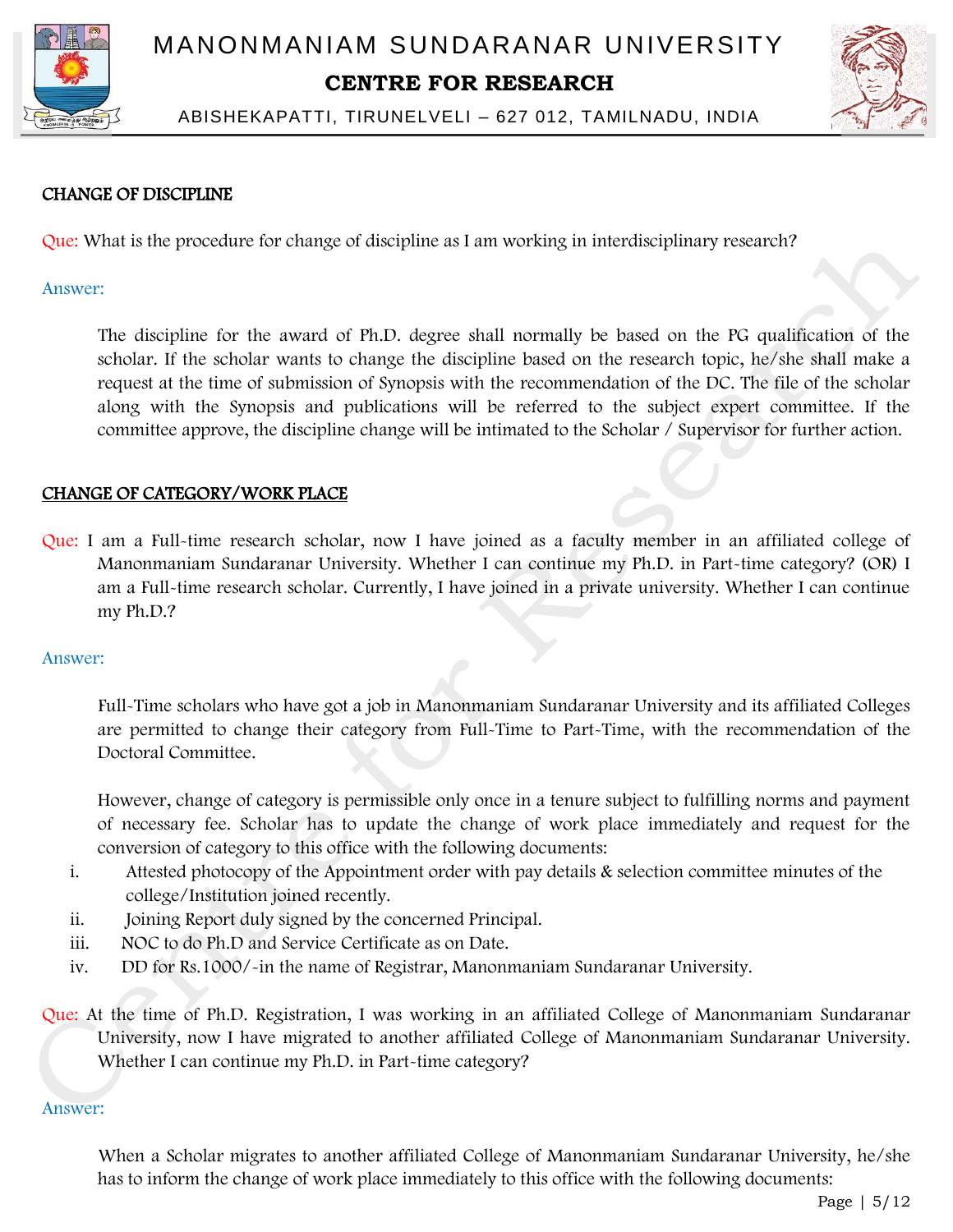## CHANGE OF DISCIPLINE

Que: What is the procedure for change of discipline as I am working in interdisciplinary research?

Answer:

The discipline for the award of Ph.D. degree shall normally be based on the PG qualification of the scholar. If the scholar wants to change the discipline based on the research topic, he/she shall make a request at the time of submission of Synopsis with the recommendation of the DC. The file of the scholar along with the Synopsis and publications will be referred to the subject expert committee. If the committee approve, the discipline change will be intimated to the Scholar / Supervisor for further action.

## CHANGE OF CATEGORY/WORK PLACE

Que: I am a Full-time research scholar, now I have joined as a faculty member in an affiliated college of Manonmaniam Sundaranar University. Whether I can continue my Ph.D. in Part-time category? (OR) I am a Full-time research scholar. Currently, I have joined in a private university. Whether I can continue my Ph.D.?

Answer:

Full-Time scholars who have got a job in Manonmaniam Sundaranar University and its affiliated Colleges are permitted to change their category from Full-Time to Part-Time, with the recommendation of the Doctoral Committee.

However, change of category is permissible only once in a tenure subject to fulfilling norms and payment of necessary fee. Scholar has to update the change of work place immediately and request for the conversion of category to this office with the following documents:

i. Attested photocopy of the Appointment order with pay details & selection committee minutes of the college/Institution joined recently.
ii. Joining Report duly signed by the concerned Principal.
iii. NOC to do Ph.D and Service Certificate as on Date.
iv. DD for Rs.1000/-in the name of Registrar, Manonmaniam Sundaranar University.

Que: At the time of Ph.D. Registration, I was working in an affiliated College of Manonmaniam Sundaranar University, now I have migrated to another affiliated College of Manonmaniam Sundaranar University. Whether I can continue my Ph.D. in Part-time category?

Answer:

When a Scholar migrates to another affiliated College of Manonmaniam Sundaranar University, he/she has to inform the change of work place immediately to this office with the following documents: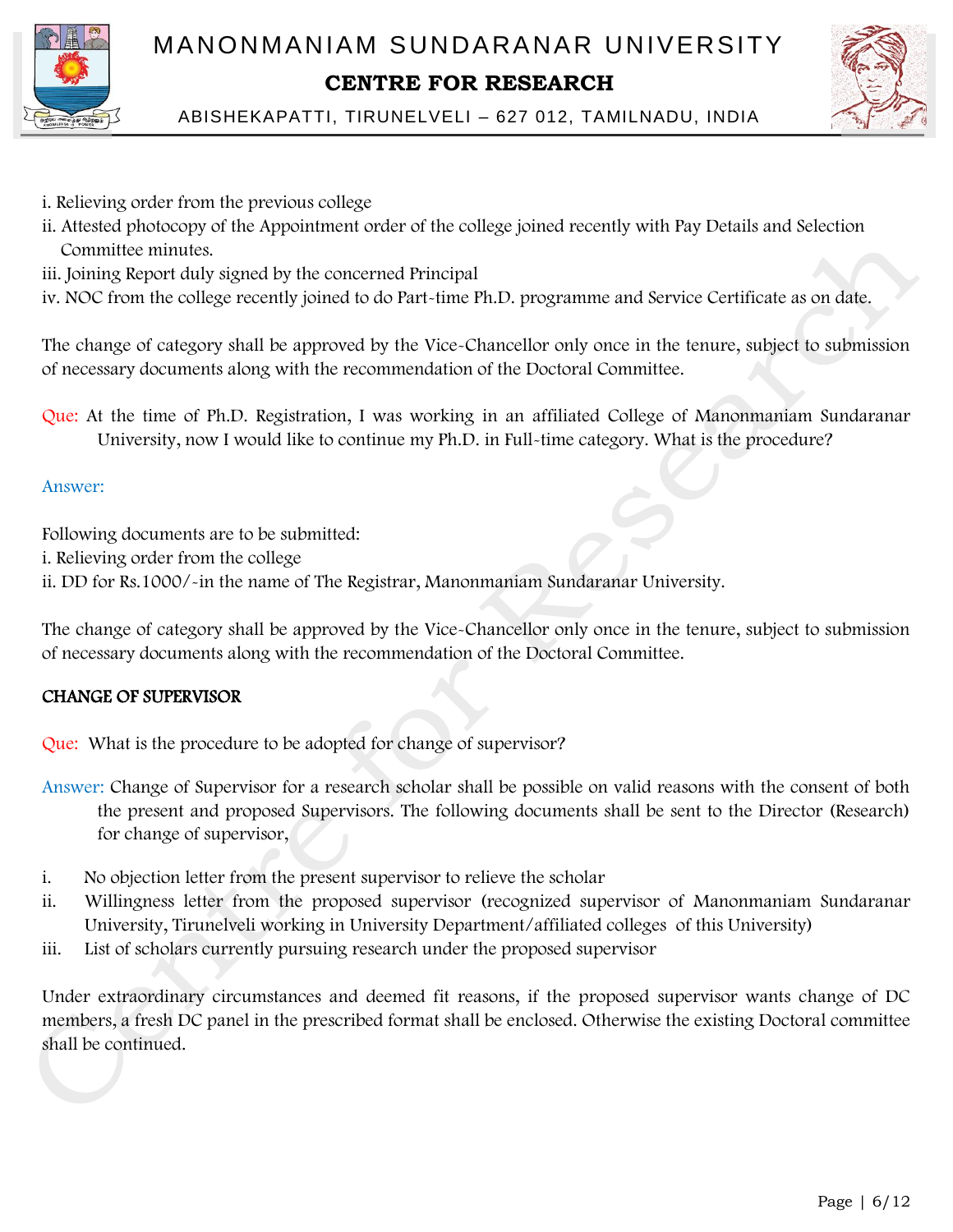i. Relieving order from the previous college
ii. Attested photocopy of the Appointment order of the college joined recently with Pay Details and Selection Committee minutes.
iii. Joining Report duly signed by the concerned Principal
iv. NOC from the college recently joined to do Part-time Ph.D. programme and Service Certificate as on date.

The change of category shall be approved by the Vice-Chancellor only once in the tenure, subject to submission of necessary documents along with the recommendation of the Doctoral Committee.

Que: At the time of Ph.D. Registration, I was working in an affiliated College of Manonmaniam Sundaranar University, now I would like to continue my Ph.D. in Full-time category. What is the procedure?

Answer:

Following documents are to be submitted:
i. Relieving order from the college
ii. DD for Rs.1000/-in the name of The Registrar, Manonmaniam Sundaranar University.

The change of category shall be approved by the Vice-Chancellor only once in the tenure, subject to submission of necessary documents along with the recommendation of the Doctoral Committee.

**CHANGE OF SUPERVISOR**

Que: What is the procedure to be adopted for change of supervisor?

Answer: Change of Supervisor for a research scholar shall be possible on valid reasons with the consent of both the present and proposed Supervisors. The following documents shall be sent to the Director (Research) for change of supervisor,

i. No objection letter from the present supervisor to relieve the scholar
ii. Willingness letter from the proposed supervisor (recognized supervisor of Manonmaniam Sundaranar University, Tirunelveli working in University Department/affiliated colleges of this University)
iii. List of scholars currently pursuing research under the proposed supervisor

Under extraordinary circumstances and deemed fit reasons, if the proposed supervisor wants change of DC members, a fresh DC panel in the prescribed format shall be enclosed. Otherwise the existing Doctoral committee shall be continued.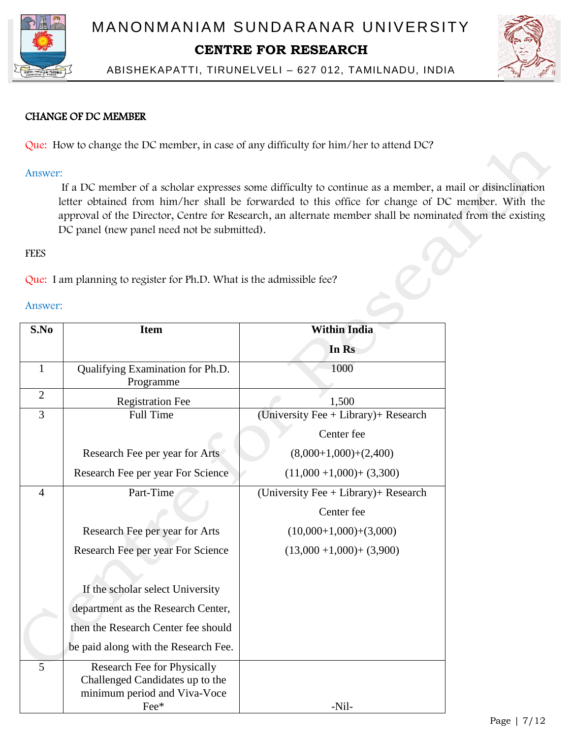## CHANGE OF DC MEMBER

Que: How to change the DC member, in case of any difficulty for him/her to attend DC?

Answer:

If a DC member of a scholar expresses some difficulty to continue as a member, a mail or disinclination letter obtained from him/her shall be forwarded to this office for change of DC member. With the approval of the Director, Centre for Research, an alternate member shall be nominated from the existing DC panel (new panel need not be submitted).

## FEES

Que: I am planning to register for Ph.D. What is the admissible fee?

Answer:

| S.No | Item | Within India In Rs |
|---|---|---|
| 1 | Qualifying Examination for Ph.D. Programme | 1000 |
| 2 | Registration Fee | 1,500 |
| 3 | Full Time | (University Fee + Library)+ Research Center fee |
| | Research Fee per year for Arts | (8,000+1,000)+(2,400) |
| | Research Fee per year For Science | (11,000 +1,000)+ (3,300) |
| 4 | Part-Time | (University Fee + Library)+ Research Center fee |
| | Research Fee per year for Arts | (10,000+1,000)+(3,000) |
| | Research Fee per year For Science | (13,000 +1,000)+ (3,900) |
| | If the scholar select University department as the Research Center, then the Research Center fee should be paid along with the Research Fee. | |
| 5 | Research Fee for Physically Challenged Candidates up to the minimum period and Viva-Voce Fee* | -Nil- |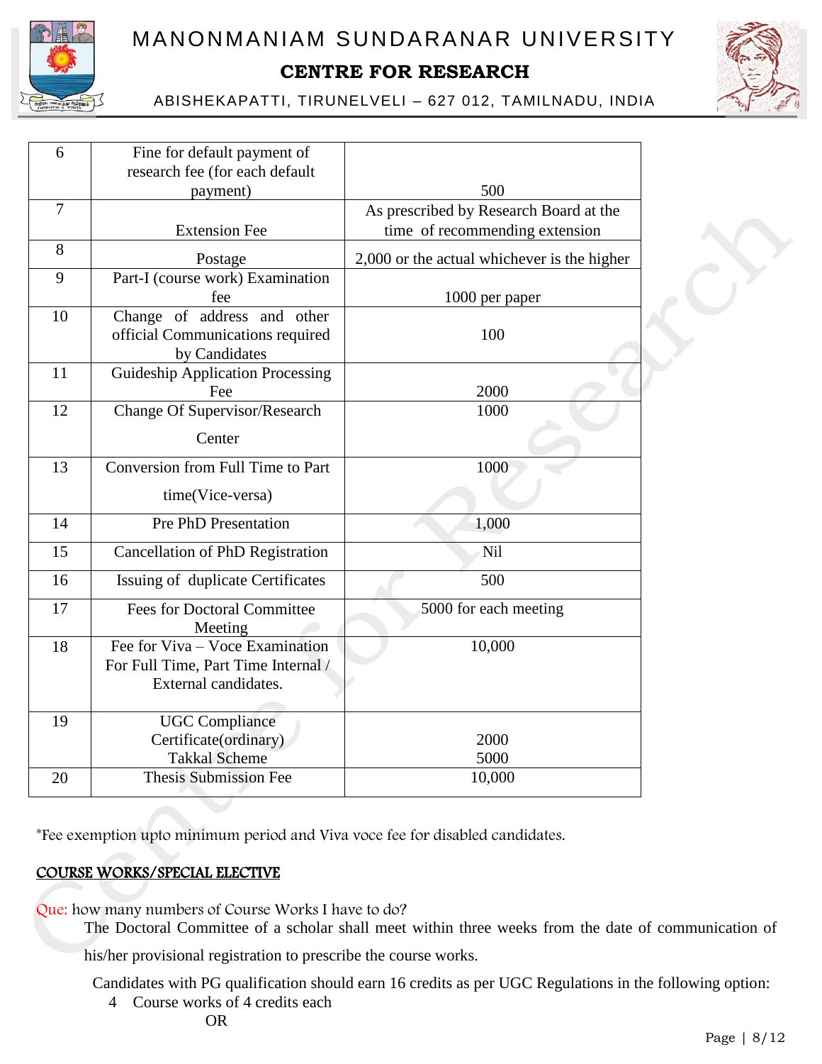| 6 | Fine for default payment of research fee (for each default payment) | 500 |
|---|---|---|
| 7 | Extension Fee | As prescribed by Research Board at the time of recommending extension |
| 8 | Postage | 2,000 or the actual whichever is the higher |
| 9 | Part-I (course work) Examination fee | 1000 per paper |
| 10 | Change of address and other official Communications required by Candidates | 100 |
| 11 | Guideship Application Processing Fee | 2000 |
| 12 | Change Of Supervisor/Research Center | 1000 |
| 13 | Conversion from Full Time to Part time(Vice-versa) | 1000 |
| 14 | Pre PhD Presentation | 1,000 |
| 15 | Cancellation of PhD Registration | Nil |
| 16 | Issuing of duplicate Certificates | 500 |
| 17 | Fees for Doctoral Committee Meeting | 5000 for each meeting |
| 18 | Fee for Viva – Voce Examination For Full Time, Part Time Internal / External candidates. | 10,000 |
| 19 | UGC Compliance Certificate(ordinary)<br>Takkal Scheme | 2000<br>5000 |
| 20 | Thesis Submission Fee | 10,000 |

*Fee exemption upto minimum period and Viva voce fee for disabled candidates.

## COURSE WORKS/SPECIAL ELECTIVE

Que: how many numbers of Course Works I have to do?

The Doctoral Committee of a scholar shall meet within three weeks from the date of communication of his/her provisional registration to prescribe the course works.

Candidates with PG qualification should earn 16 credits as per UGC Regulations in the following option:

4 Course works of 4 credits each

OR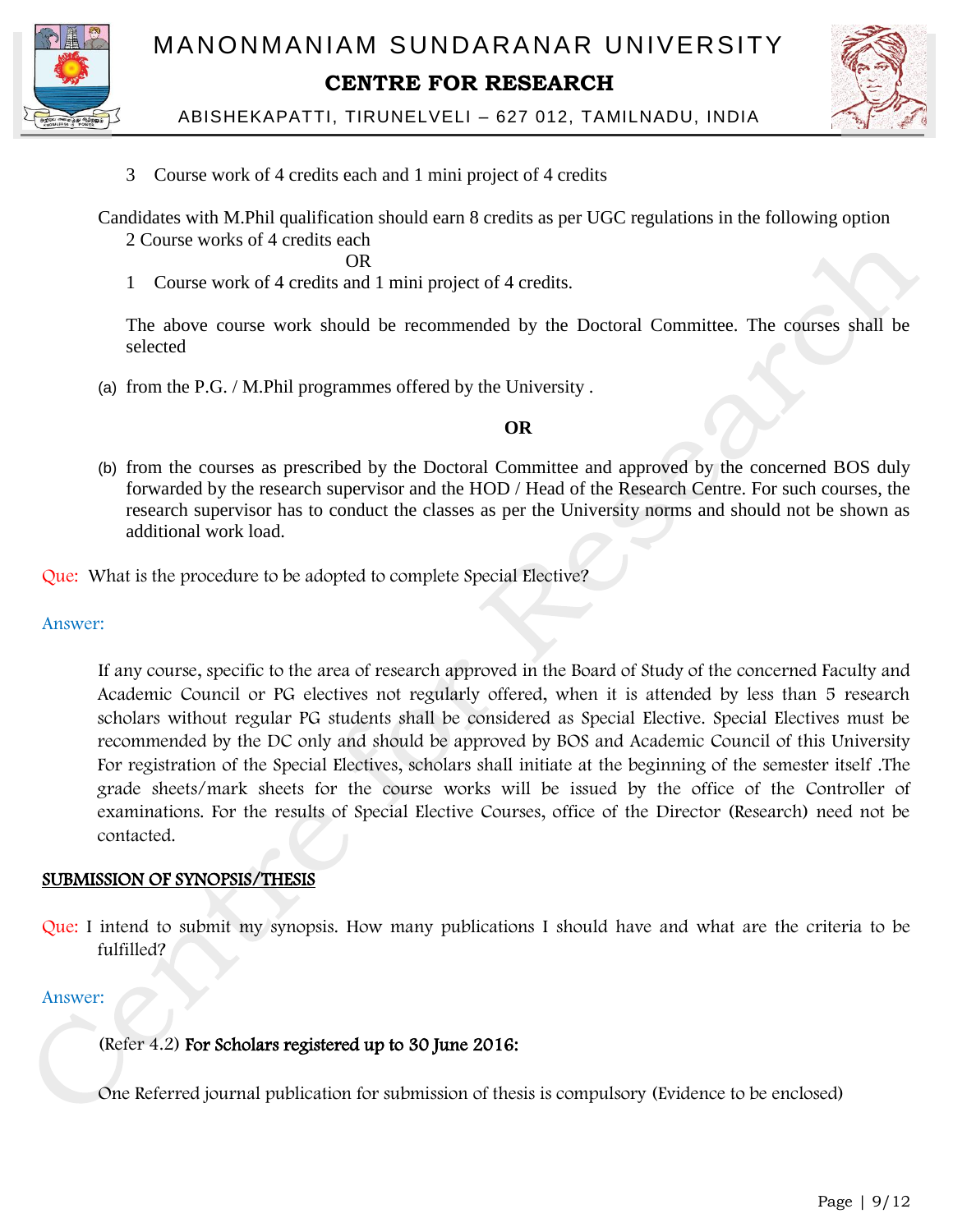3 Course work of 4 credits each and 1 mini project of 4 credits

Candidates with M.Phil qualification should earn 8 credits as per UGC regulations in the following option
2 Course works of 4 credits each

OR

1 Course work of 4 credits and 1 mini project of 4 credits.

The above course work should be recommended by the Doctoral Committee. The courses shall be selected

(a) from the P.G. / M.Phil programmes offered by the University .

**OR**

(b) from the courses as prescribed by the Doctoral Committee and approved by the concerned BOS duly forwarded by the research supervisor and the HOD / Head of the Research Centre. For such courses, the research supervisor has to conduct the classes as per the University norms and should not be shown as additional work load.

Que: What is the procedure to be adopted to complete Special Elective?

Answer:

If any course, specific to the area of research approved in the Board of Study of the concerned Faculty and Academic Council or PG electives not regularly offered, when it is attended by less than 5 research scholars without regular PG students shall be considered as Special Elective. Special Electives must be recommended by the DC only and should be approved by BOS and Academic Council of this University For registration of the Special Electives, scholars shall initiate at the beginning of the semester itself .The grade sheets/mark sheets for the course works will be issued by the office of the Controller of examinations. For the results of Special Elective Courses, office of the Director (Research) need not be contacted.

**SUBMISSION OF SYNOPSIS/THESIS**

Que: I intend to submit my synopsis. How many publications I should have and what are the criteria to be fulfilled?

Answer:

(Refer 4.2) **For Scholars registered up to 30 June 2016:**

One Referred journal publication for submission of thesis is compulsory (Evidence to be enclosed)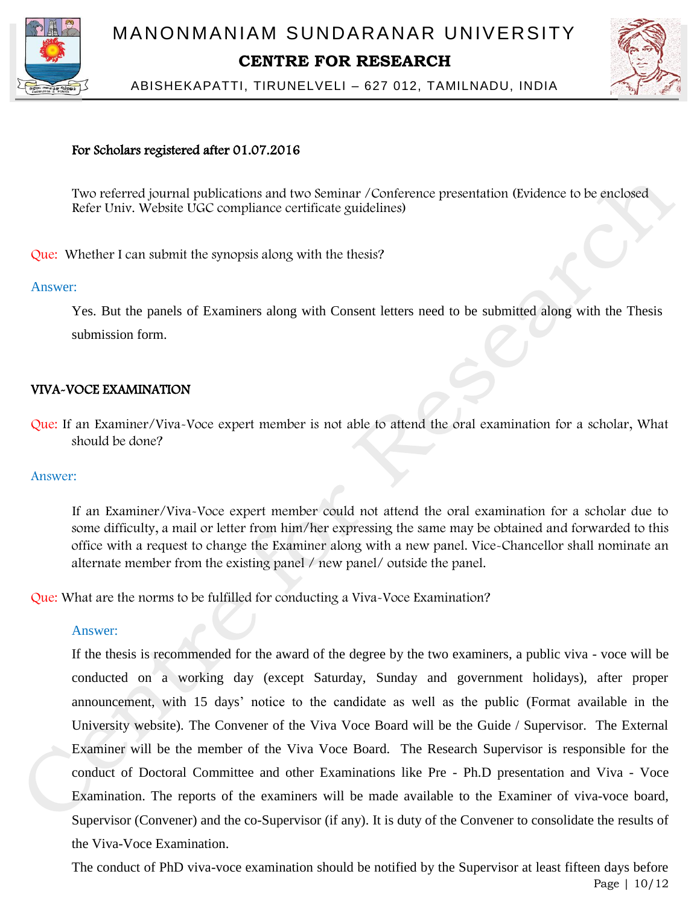**For Scholars registered after 01.07.2016**

Two referred journal publications and two Seminar /Conference presentation (Evidence to be enclosed Refer Univ. Website UGC compliance certificate guidelines)

Que: Whether I can submit the synopsis along with the thesis?

Answer:

Yes. But the panels of Examiners along with Consent letters need to be submitted along with the Thesis submission form.

**VIVA-VOCE EXAMINATION**

Que: If an Examiner/Viva-Voce expert member is not able to attend the oral examination for a scholar, What should be done?

Answer:

If an Examiner/Viva-Voce expert member could not attend the oral examination for a scholar due to some difficulty, a mail or letter from him/her expressing the same may be obtained and forwarded to this office with a request to change the Examiner along with a new panel. Vice-Chancellor shall nominate an alternate member from the existing panel / new panel/ outside the panel.

Que: What are the norms to be fulfilled for conducting a Viva-Voce Examination?

Answer:

If the thesis is recommended for the award of the degree by the two examiners, a public viva - voce will be conducted on a working day (except Saturday, Sunday and government holidays), after proper announcement, with 15 days' notice to the candidate as well as the public (Format available in the University website). The Convener of the Viva Voce Board will be the Guide / Supervisor. The External Examiner will be the member of the Viva Voce Board. The Research Supervisor is responsible for the conduct of Doctoral Committee and other Examinations like Pre - Ph.D presentation and Viva - Voce Examination. The reports of the examiners will be made available to the Examiner of viva-voce board, Supervisor (Convener) and the co-Supervisor (if any). It is duty of the Convener to consolidate the results of the Viva-Voce Examination.

The conduct of PhD viva-voce examination should be notified by the Supervisor at least fifteen days before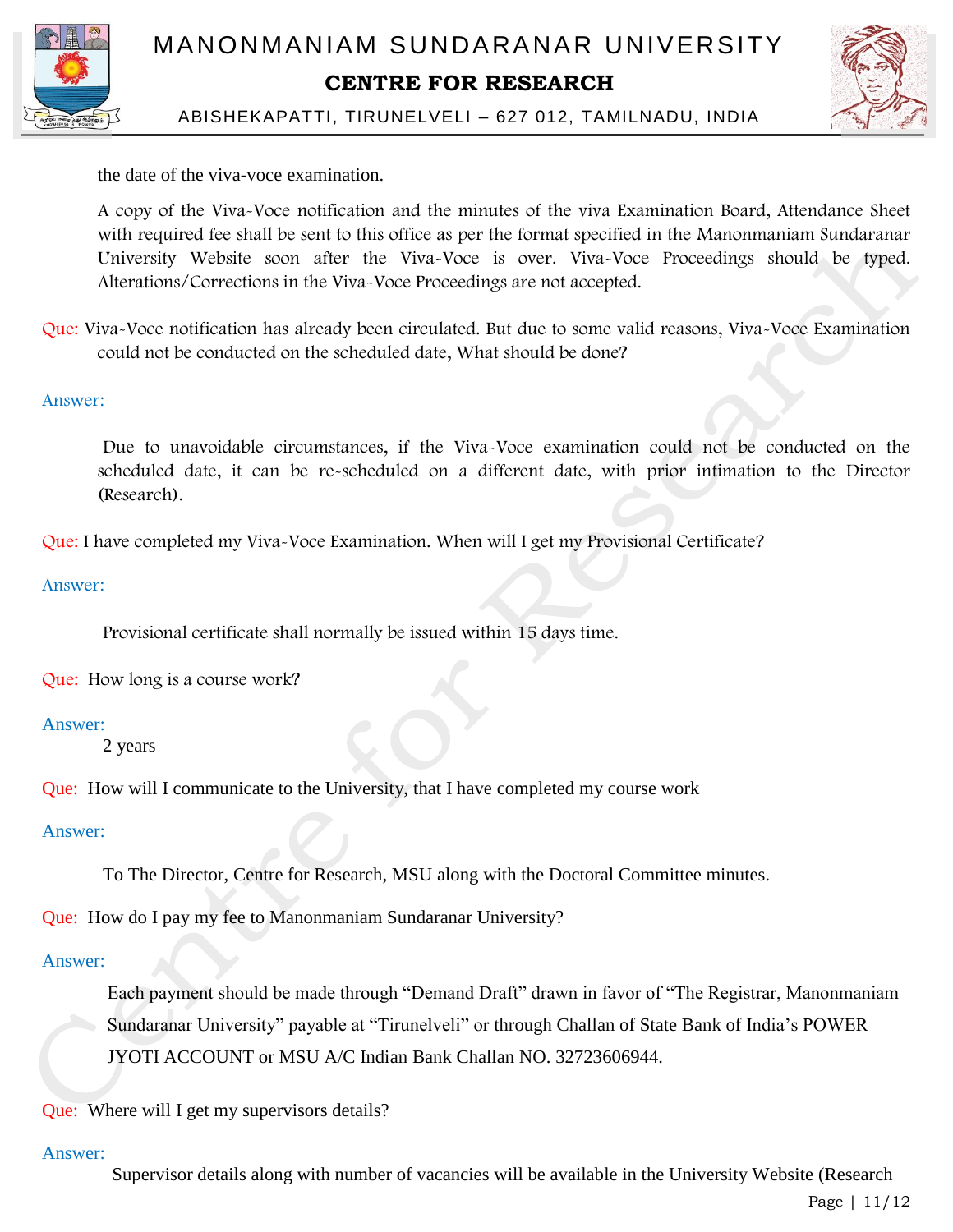the date of the viva-voce examination.

A copy of the Viva-Voce notification and the minutes of the viva Examination Board, Attendance Sheet with required fee shall be sent to this office as per the format specified in the Manonmaniam Sundaranar University Website soon after the Viva-Voce is over. Viva-Voce Proceedings should be typed. Alterations/Corrections in the Viva-Voce Proceedings are not accepted.

Que: Viva-Voce notification has already been circulated. But due to some valid reasons, Viva-Voce Examination could not be conducted on the scheduled date, What should be done?

Answer:

Due to unavoidable circumstances, if the Viva-Voce examination could not be conducted on the scheduled date, it can be re-scheduled on a different date, with prior intimation to the Director (Research).

Que: I have completed my Viva-Voce Examination. When will I get my Provisional Certificate?

Answer:

Provisional certificate shall normally be issued within 15 days time.

Que: How long is a course work?

Answer:

2 years

Que: How will I communicate to the University, that I have completed my course work

Answer:

To The Director, Centre for Research, MSU along with the Doctoral Committee minutes.

Que: How do I pay my fee to Manonmaniam Sundaranar University?

Answer:

Each payment should be made through "Demand Draft" drawn in favor of "The Registrar, Manonmaniam Sundaranar University" payable at "Tirunelveli" or through Challan of State Bank of India's POWER JYOTI ACCOUNT or MSU A/C Indian Bank Challan NO. 32723606944.

Que: Where will I get my supervisors details?

Answer:

Supervisor details along with number of vacancies will be available in the University Website (Research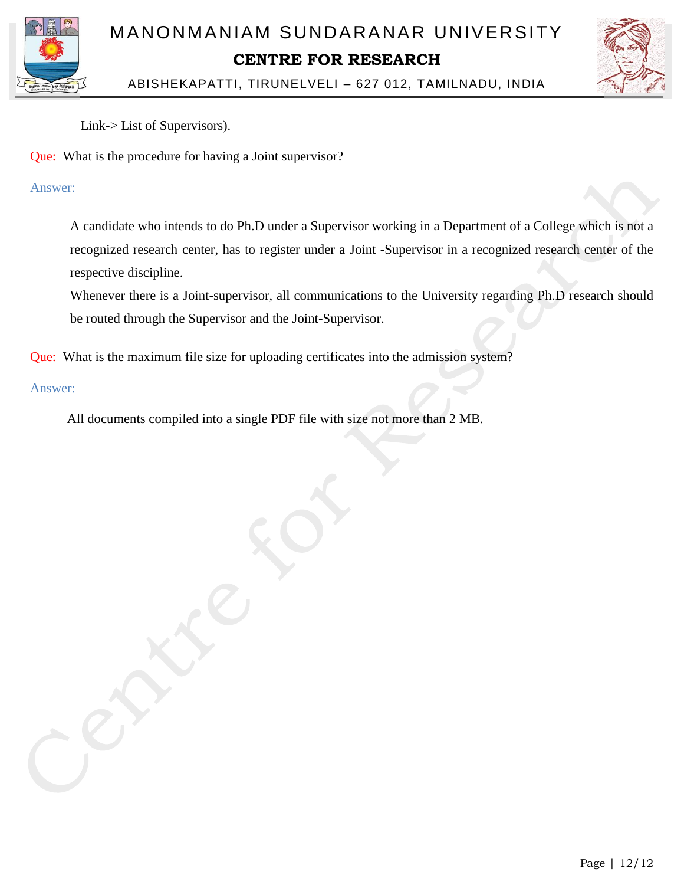Link-> List of Supervisors).

Que: What is the procedure for having a Joint supervisor?

Answer:

A candidate who intends to do Ph.D under a Supervisor working in a Department of a College which is not a recognized research center, has to register under a Joint -Supervisor in a recognized research center of the respective discipline.

Whenever there is a Joint-supervisor, all communications to the University regarding Ph.D research should be routed through the Supervisor and the Joint-Supervisor.

Que: What is the maximum file size for uploading certificates into the admission system?

Answer:

All documents compiled into a single PDF file with size not more than 2 MB.